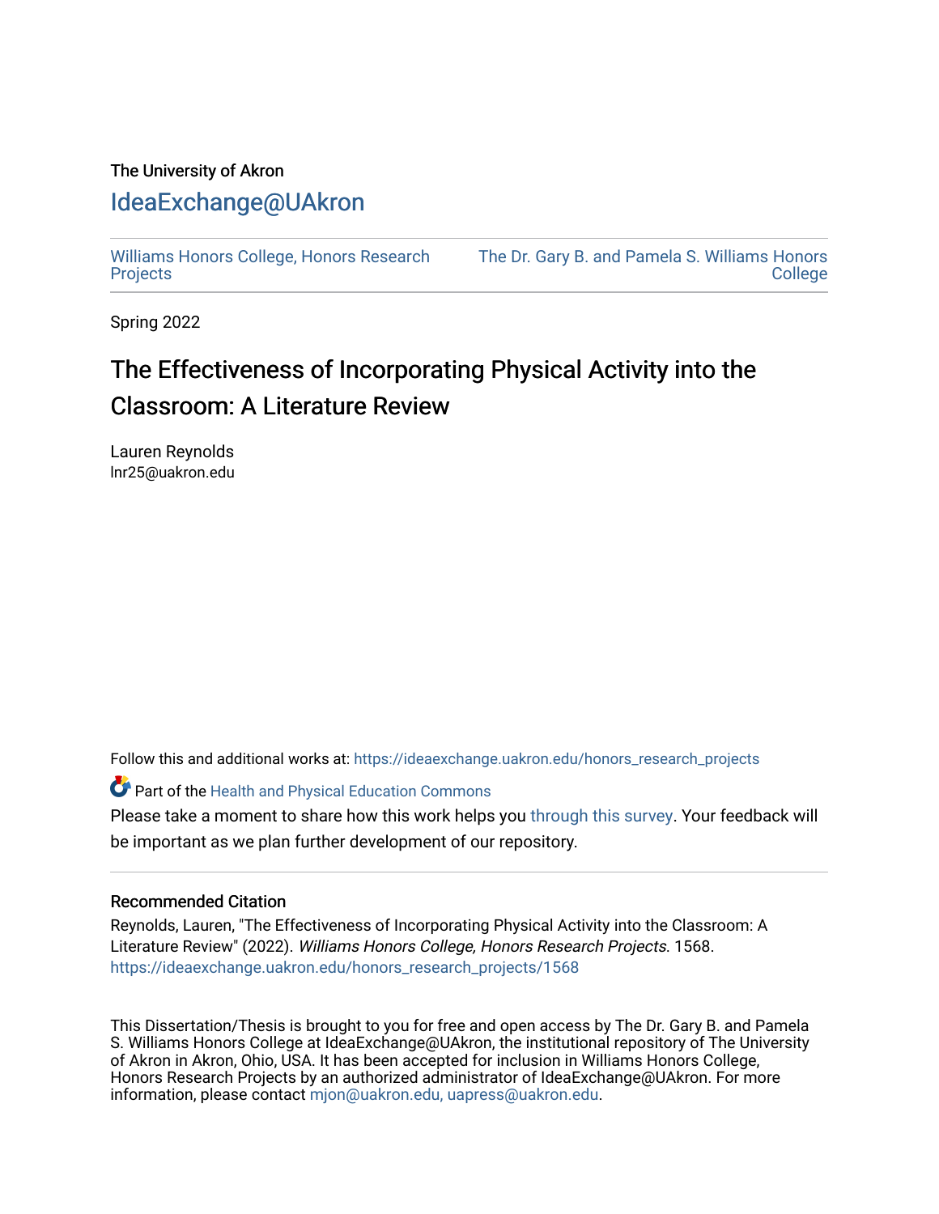The University of Akron

# IdeaExchange@UAkron

Williams Honors College, Honors Research Projects | The Dr. Gary B. and Pamela S. Williams Honors College

Spring 2022

## The Effectiveness of Incorporating Physical Activity into the Classroom: A Literature Review

Lauren Reynolds
lnr25@uakron.edu

Follow this and additional works at: https://ideaexchange.uakron.edu/honors_research_projects

Part of the Health and Physical Education Commons

Please take a moment to share how this work helps you through this survey. Your feedback will be important as we plan further development of our repository.

### Recommended Citation

Reynolds, Lauren, "The Effectiveness of Incorporating Physical Activity into the Classroom: A Literature Review" (2022). *Williams Honors College, Honors Research Projects*. 1568.
https://ideaexchange.uakron.edu/honors_research_projects/1568

This Dissertation/Thesis is brought to you for free and open access by The Dr. Gary B. and Pamela S. Williams Honors College at IdeaExchange@UAkron, the institutional repository of The University of Akron in Akron, Ohio, USA. It has been accepted for inclusion in Williams Honors College, Honors Research Projects by an authorized administrator of IdeaExchange@UAkron. For more information, please contact mjon@uakron.edu, uapress@uakron.edu.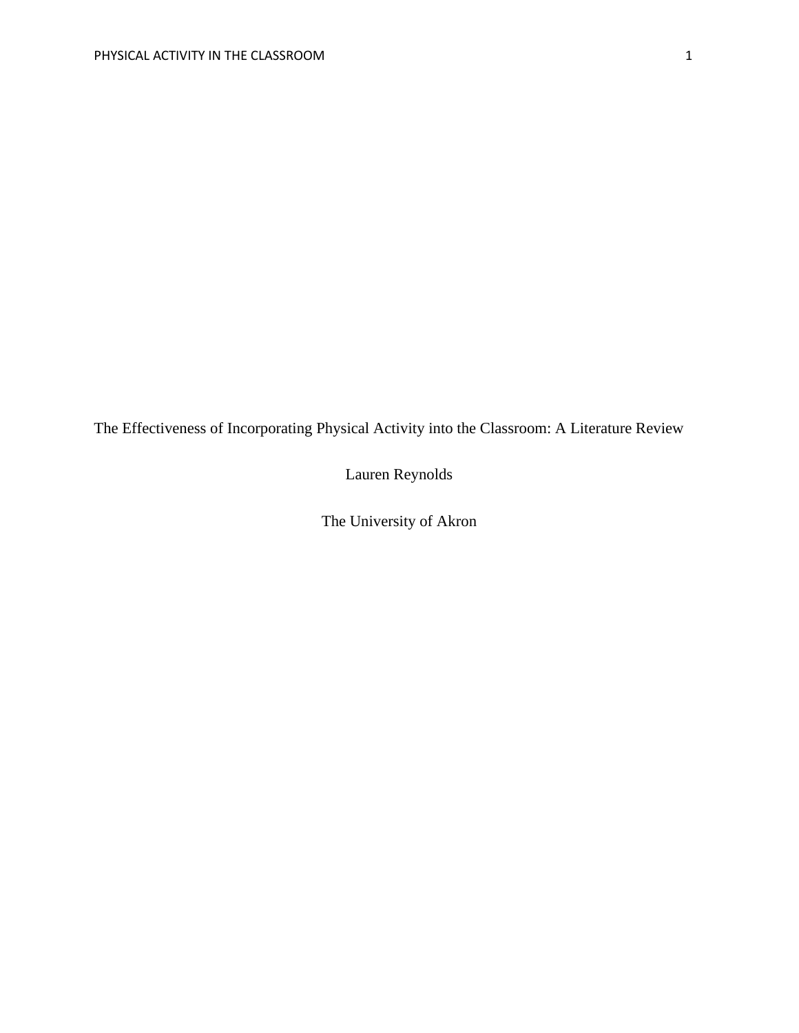# The Effectiveness of Incorporating Physical Activity into the Classroom: A Literature Review

Lauren Reynolds

The University of Akron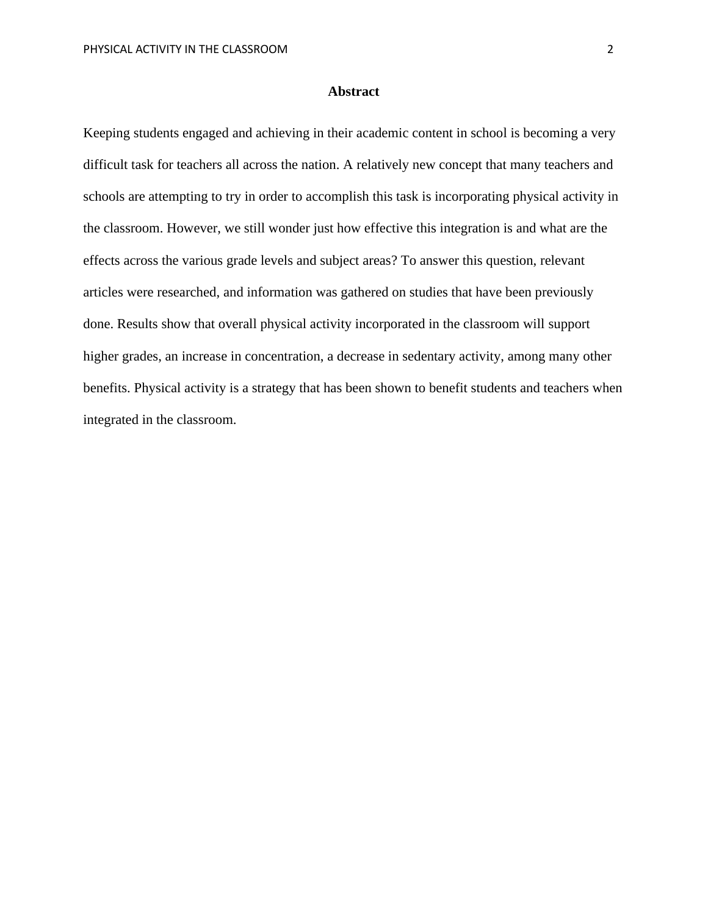# Abstract

Keeping students engaged and achieving in their academic content in school is becoming a very difficult task for teachers all across the nation. A relatively new concept that many teachers and schools are attempting to try in order to accomplish this task is incorporating physical activity in the classroom. However, we still wonder just how effective this integration is and what are the effects across the various grade levels and subject areas? To answer this question, relevant articles were researched, and information was gathered on studies that have been previously done. Results show that overall physical activity incorporated in the classroom will support higher grades, an increase in concentration, a decrease in sedentary activity, among many other benefits. Physical activity is a strategy that has been shown to benefit students and teachers when integrated in the classroom.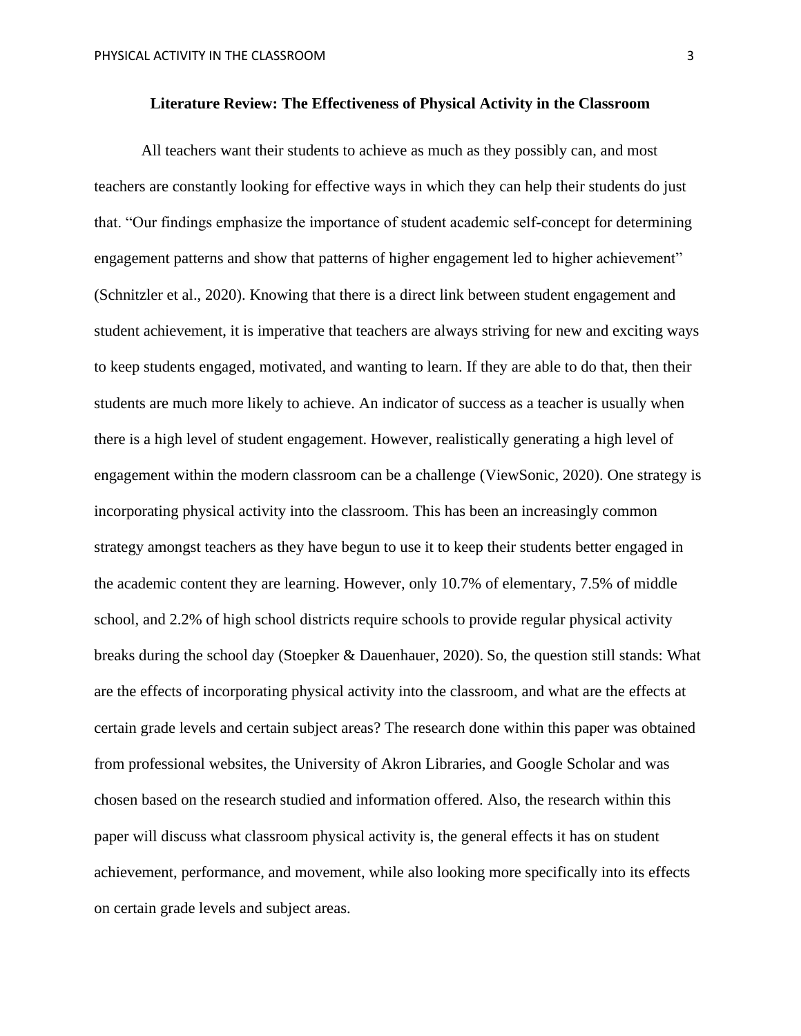## Literature Review: The Effectiveness of Physical Activity in the Classroom

All teachers want their students to achieve as much as they possibly can, and most teachers are constantly looking for effective ways in which they can help their students do just that. "Our findings emphasize the importance of student academic self-concept for determining engagement patterns and show that patterns of higher engagement led to higher achievement" (Schnitzler et al., 2020). Knowing that there is a direct link between student engagement and student achievement, it is imperative that teachers are always striving for new and exciting ways to keep students engaged, motivated, and wanting to learn. If they are able to do that, then their students are much more likely to achieve. An indicator of success as a teacher is usually when there is a high level of student engagement. However, realistically generating a high level of engagement within the modern classroom can be a challenge (ViewSonic, 2020). One strategy is incorporating physical activity into the classroom. This has been an increasingly common strategy amongst teachers as they have begun to use it to keep their students better engaged in the academic content they are learning. However, only 10.7% of elementary, 7.5% of middle school, and 2.2% of high school districts require schools to provide regular physical activity breaks during the school day (Stoepker & Dauenhauer, 2020). So, the question still stands: What are the effects of incorporating physical activity into the classroom, and what are the effects at certain grade levels and certain subject areas? The research done within this paper was obtained from professional websites, the University of Akron Libraries, and Google Scholar and was chosen based on the research studied and information offered. Also, the research within this paper will discuss what classroom physical activity is, the general effects it has on student achievement, performance, and movement, while also looking more specifically into its effects on certain grade levels and subject areas.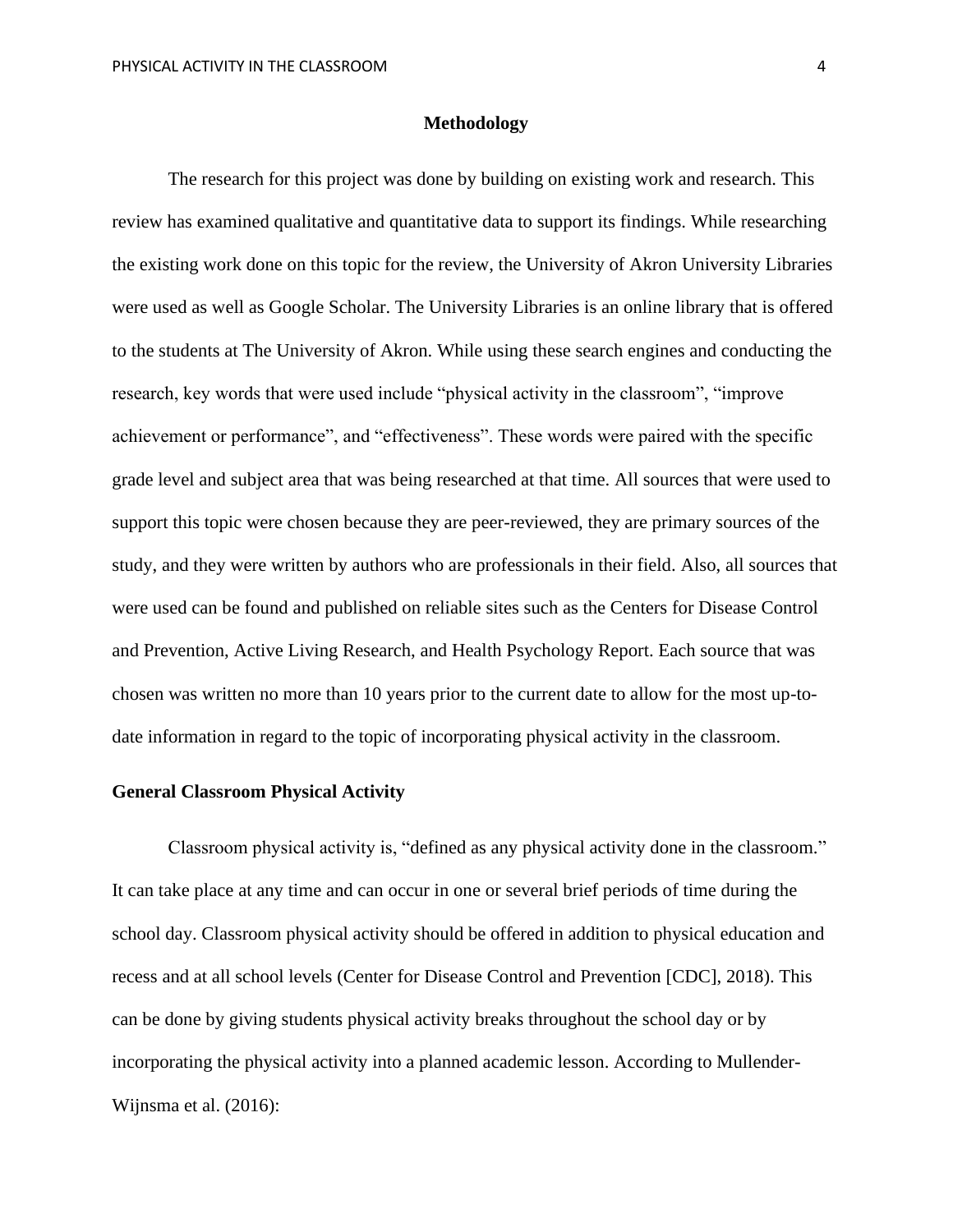## Methodology

The research for this project was done by building on existing work and research. This review has examined qualitative and quantitative data to support its findings. While researching the existing work done on this topic for the review, the University of Akron University Libraries were used as well as Google Scholar. The University Libraries is an online library that is offered to the students at The University of Akron. While using these search engines and conducting the research, key words that were used include "physical activity in the classroom", "improve achievement or performance", and "effectiveness". These words were paired with the specific grade level and subject area that was being researched at that time. All sources that were used to support this topic were chosen because they are peer-reviewed, they are primary sources of the study, and they were written by authors who are professionals in their field. Also, all sources that were used can be found and published on reliable sites such as the Centers for Disease Control and Prevention, Active Living Research, and Health Psychology Report. Each source that was chosen was written no more than 10 years prior to the current date to allow for the most up-to-date information in regard to the topic of incorporating physical activity in the classroom.

### General Classroom Physical Activity

Classroom physical activity is, "defined as any physical activity done in the classroom." It can take place at any time and can occur in one or several brief periods of time during the school day. Classroom physical activity should be offered in addition to physical education and recess and at all school levels (Center for Disease Control and Prevention [CDC], 2018). This can be done by giving students physical activity breaks throughout the school day or by incorporating the physical activity into a planned academic lesson. According to Mullender-Wijnsma et al. (2016):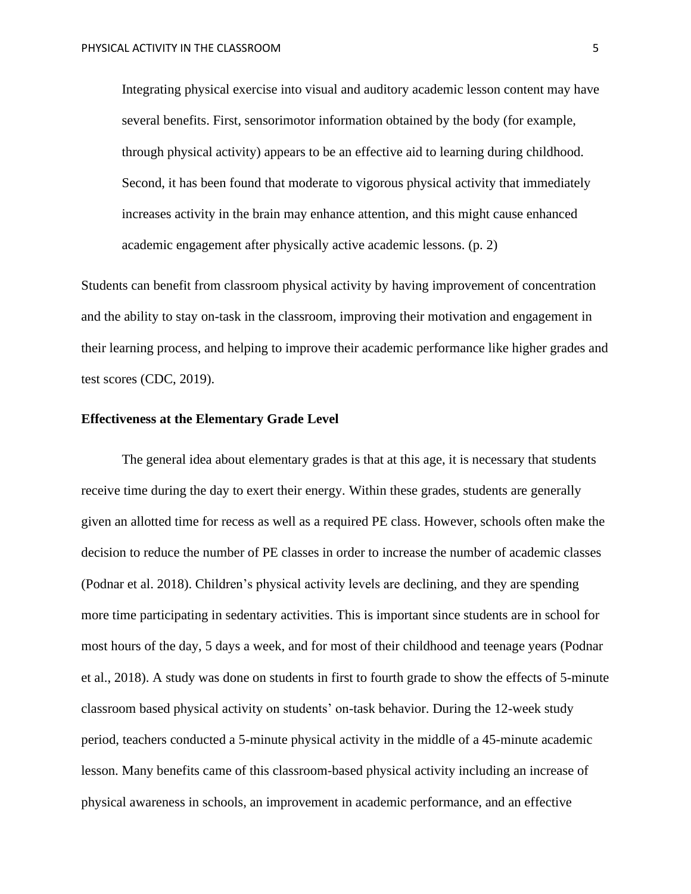> Integrating physical exercise into visual and auditory academic lesson content may have several benefits. First, sensorimotor information obtained by the body (for example, through physical activity) appears to be an effective aid to learning during childhood. Second, it has been found that moderate to vigorous physical activity that immediately increases activity in the brain may enhance attention, and this might cause enhanced academic engagement after physically active academic lessons. (p. 2)

Students can benefit from classroom physical activity by having improvement of concentration and the ability to stay on-task in the classroom, improving their motivation and engagement in their learning process, and helping to improve their academic performance like higher grades and test scores (CDC, 2019).

**Effectiveness at the Elementary Grade Level**

The general idea about elementary grades is that at this age, it is necessary that students receive time during the day to exert their energy. Within these grades, students are generally given an allotted time for recess as well as a required PE class. However, schools often make the decision to reduce the number of PE classes in order to increase the number of academic classes (Podnar et al. 2018). Children's physical activity levels are declining, and they are spending more time participating in sedentary activities. This is important since students are in school for most hours of the day, 5 days a week, and for most of their childhood and teenage years (Podnar et al., 2018). A study was done on students in first to fourth grade to show the effects of 5-minute classroom based physical activity on students' on-task behavior. During the 12-week study period, teachers conducted a 5-minute physical activity in the middle of a 45-minute academic lesson. Many benefits came of this classroom-based physical activity including an increase of physical awareness in schools, an improvement in academic performance, and an effective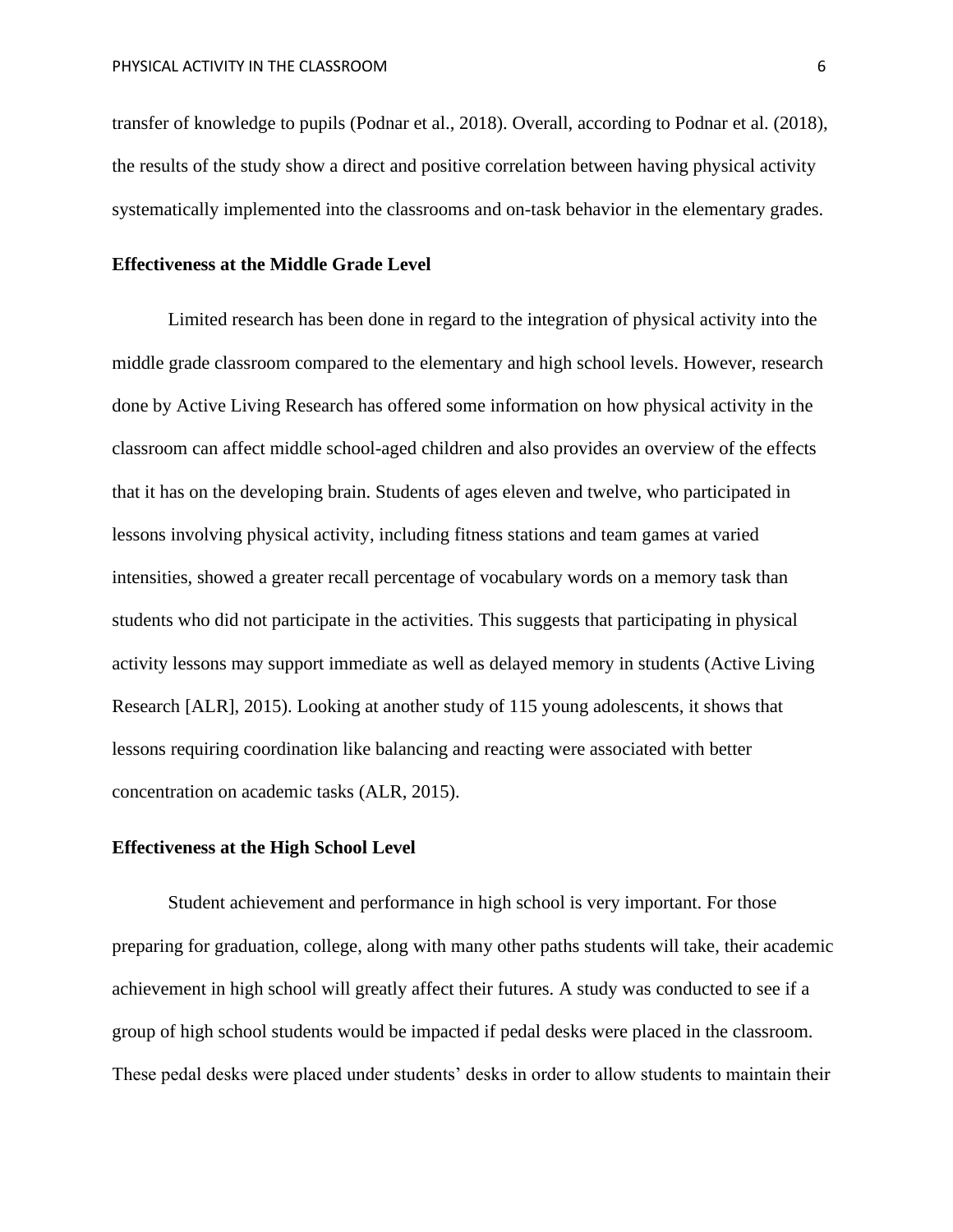transfer of knowledge to pupils (Podnar et al., 2018). Overall, according to Podnar et al. (2018), the results of the study show a direct and positive correlation between having physical activity systematically implemented into the classrooms and on-task behavior in the elementary grades.

**Effectiveness at the Middle Grade Level**

Limited research has been done in regard to the integration of physical activity into the middle grade classroom compared to the elementary and high school levels. However, research done by Active Living Research has offered some information on how physical activity in the classroom can affect middle school-aged children and also provides an overview of the effects that it has on the developing brain. Students of ages eleven and twelve, who participated in lessons involving physical activity, including fitness stations and team games at varied intensities, showed a greater recall percentage of vocabulary words on a memory task than students who did not participate in the activities. This suggests that participating in physical activity lessons may support immediate as well as delayed memory in students (Active Living Research [ALR], 2015). Looking at another study of 115 young adolescents, it shows that lessons requiring coordination like balancing and reacting were associated with better concentration on academic tasks (ALR, 2015).

**Effectiveness at the High School Level**

Student achievement and performance in high school is very important. For those preparing for graduation, college, along with many other paths students will take, their academic achievement in high school will greatly affect their futures. A study was conducted to see if a group of high school students would be impacted if pedal desks were placed in the classroom. These pedal desks were placed under students' desks in order to allow students to maintain their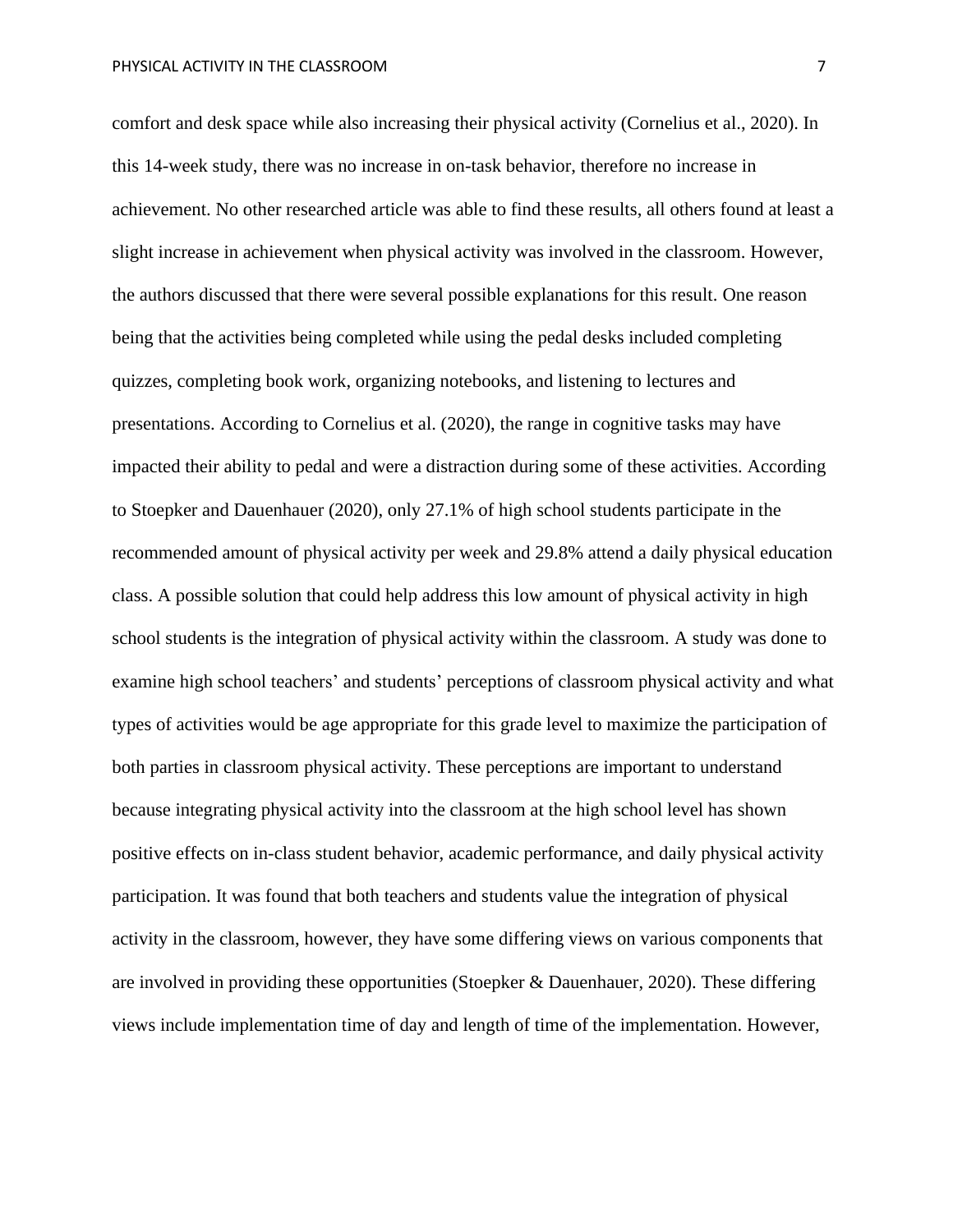comfort and desk space while also increasing their physical activity (Cornelius et al., 2020). In this 14-week study, there was no increase in on-task behavior, therefore no increase in achievement. No other researched article was able to find these results, all others found at least a slight increase in achievement when physical activity was involved in the classroom. However, the authors discussed that there were several possible explanations for this result. One reason being that the activities being completed while using the pedal desks included completing quizzes, completing book work, organizing notebooks, and listening to lectures and presentations. According to Cornelius et al. (2020), the range in cognitive tasks may have impacted their ability to pedal and were a distraction during some of these activities. According to Stoepker and Dauenhauer (2020), only 27.1% of high school students participate in the recommended amount of physical activity per week and 29.8% attend a daily physical education class. A possible solution that could help address this low amount of physical activity in high school students is the integration of physical activity within the classroom. A study was done to examine high school teachers' and students' perceptions of classroom physical activity and what types of activities would be age appropriate for this grade level to maximize the participation of both parties in classroom physical activity. These perceptions are important to understand because integrating physical activity into the classroom at the high school level has shown positive effects on in-class student behavior, academic performance, and daily physical activity participation. It was found that both teachers and students value the integration of physical activity in the classroom, however, they have some differing views on various components that are involved in providing these opportunities (Stoepker & Dauenhauer, 2020). These differing views include implementation time of day and length of time of the implementation. However,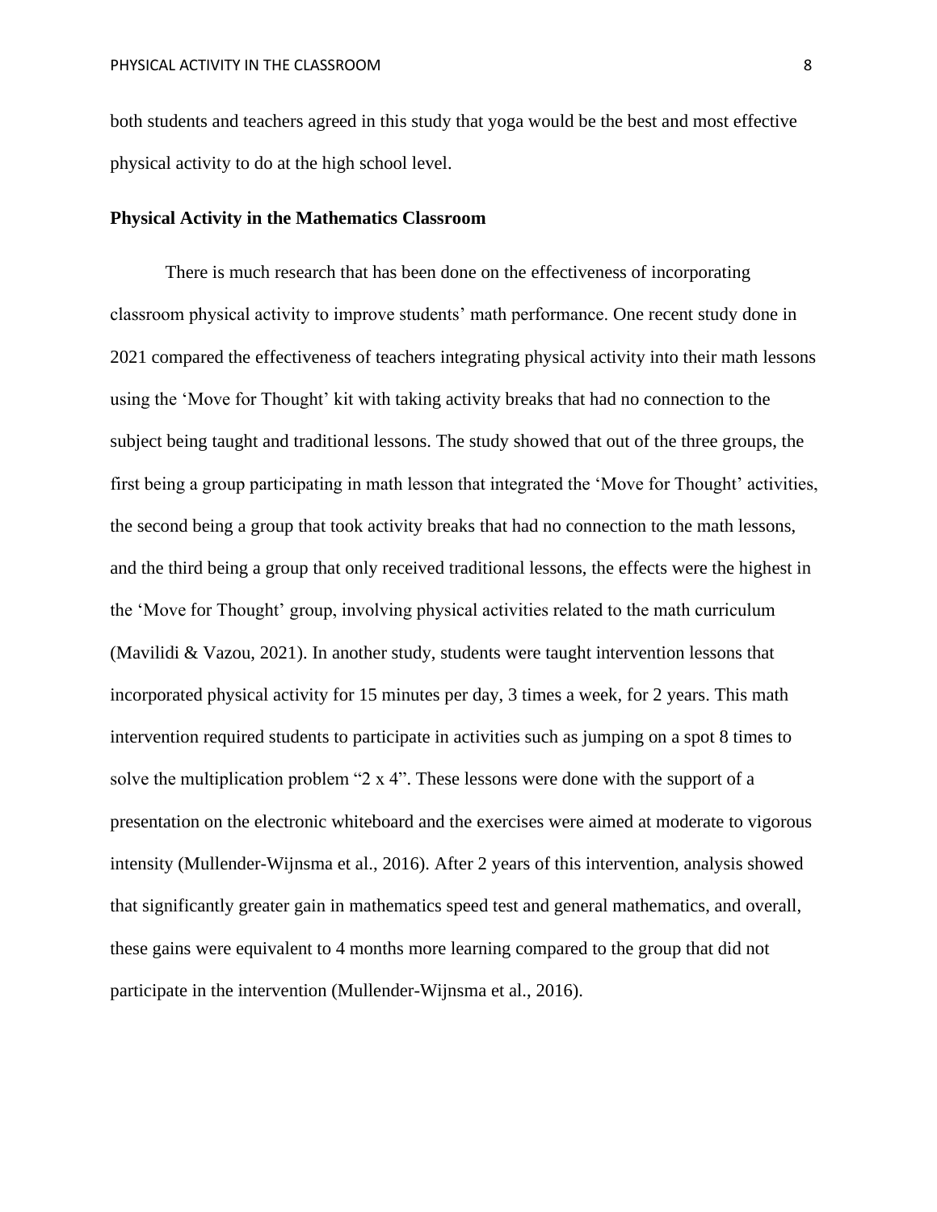both students and teachers agreed in this study that yoga would be the best and most effective physical activity to do at the high school level.

### Physical Activity in the Mathematics Classroom

There is much research that has been done on the effectiveness of incorporating classroom physical activity to improve students' math performance. One recent study done in 2021 compared the effectiveness of teachers integrating physical activity into their math lessons using the 'Move for Thought' kit with taking activity breaks that had no connection to the subject being taught and traditional lessons. The study showed that out of the three groups, the first being a group participating in math lesson that integrated the 'Move for Thought' activities, the second being a group that took activity breaks that had no connection to the math lessons, and the third being a group that only received traditional lessons, the effects were the highest in the 'Move for Thought' group, involving physical activities related to the math curriculum (Mavilidi & Vazou, 2021). In another study, students were taught intervention lessons that incorporated physical activity for 15 minutes per day, 3 times a week, for 2 years. This math intervention required students to participate in activities such as jumping on a spot 8 times to solve the multiplication problem "2 x 4". These lessons were done with the support of a presentation on the electronic whiteboard and the exercises were aimed at moderate to vigorous intensity (Mullender-Wijnsma et al., 2016). After 2 years of this intervention, analysis showed that significantly greater gain in mathematics speed test and general mathematics, and overall, these gains were equivalent to 4 months more learning compared to the group that did not participate in the intervention (Mullender-Wijnsma et al., 2016).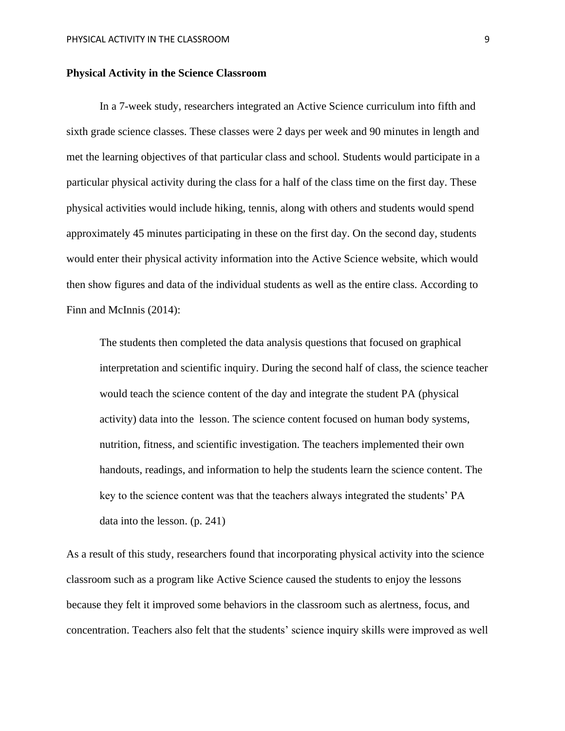**Physical Activity in the Science Classroom**

In a 7-week study, researchers integrated an Active Science curriculum into fifth and sixth grade science classes. These classes were 2 days per week and 90 minutes in length and met the learning objectives of that particular class and school. Students would participate in a particular physical activity during the class for a half of the class time on the first day. These physical activities would include hiking, tennis, along with others and students would spend approximately 45 minutes participating in these on the first day. On the second day, students would enter their physical activity information into the Active Science website, which would then show figures and data of the individual students as well as the entire class. According to Finn and McInnis (2014):

> The students then completed the data analysis questions that focused on graphical interpretation and scientific inquiry. During the second half of class, the science teacher would teach the science content of the day and integrate the student PA (physical activity) data into the lesson. The science content focused on human body systems, nutrition, fitness, and scientific investigation. The teachers implemented their own handouts, readings, and information to help the students learn the science content. The key to the science content was that the teachers always integrated the students' PA data into the lesson. (p. 241)

As a result of this study, researchers found that incorporating physical activity into the science classroom such as a program like Active Science caused the students to enjoy the lessons because they felt it improved some behaviors in the classroom such as alertness, focus, and concentration. Teachers also felt that the students' science inquiry skills were improved as well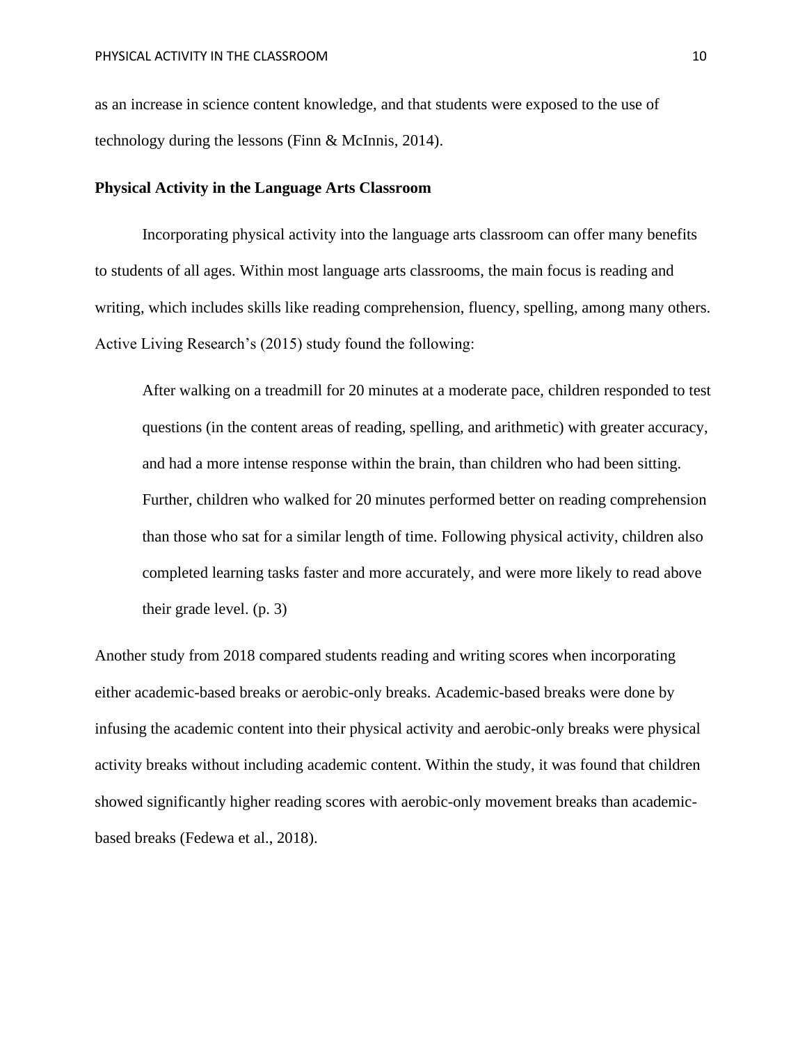as an increase in science content knowledge, and that students were exposed to the use of technology during the lessons (Finn & McInnis, 2014).

**Physical Activity in the Language Arts Classroom**

Incorporating physical activity into the language arts classroom can offer many benefits to students of all ages. Within most language arts classrooms, the main focus is reading and writing, which includes skills like reading comprehension, fluency, spelling, among many others. Active Living Research's (2015) study found the following:

> After walking on a treadmill for 20 minutes at a moderate pace, children responded to test questions (in the content areas of reading, spelling, and arithmetic) with greater accuracy, and had a more intense response within the brain, than children who had been sitting. Further, children who walked for 20 minutes performed better on reading comprehension than those who sat for a similar length of time. Following physical activity, children also completed learning tasks faster and more accurately, and were more likely to read above their grade level. (p. 3)

Another study from 2018 compared students reading and writing scores when incorporating either academic-based breaks or aerobic-only breaks. Academic-based breaks were done by infusing the academic content into their physical activity and aerobic-only breaks were physical activity breaks without including academic content. Within the study, it was found that children showed significantly higher reading scores with aerobic-only movement breaks than academic-based breaks (Fedewa et al., 2018).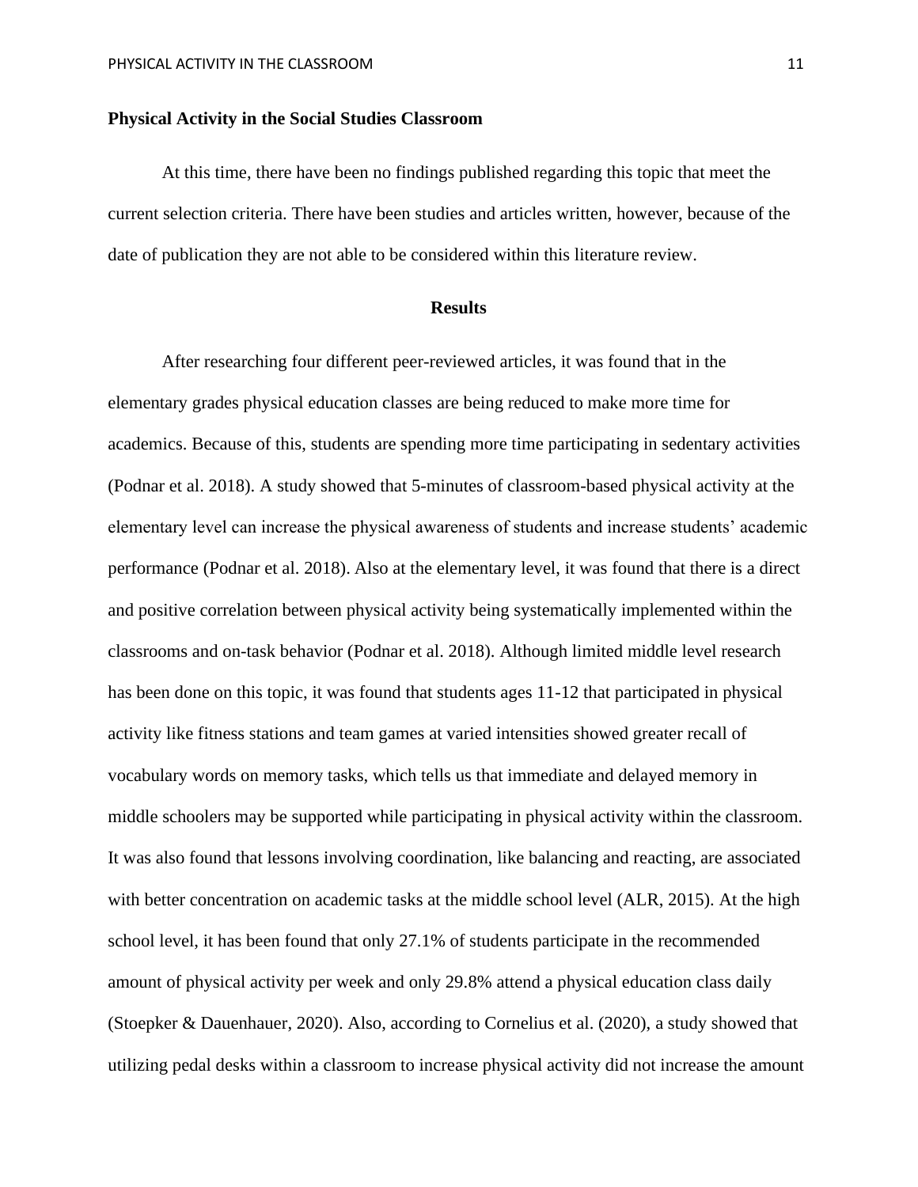**Physical Activity in the Social Studies Classroom**

At this time, there have been no findings published regarding this topic that meet the current selection criteria. There have been studies and articles written, however, because of the date of publication they are not able to be considered within this literature review.

## Results

After researching four different peer-reviewed articles, it was found that in the elementary grades physical education classes are being reduced to make more time for academics. Because of this, students are spending more time participating in sedentary activities (Podnar et al. 2018). A study showed that 5-minutes of classroom-based physical activity at the elementary level can increase the physical awareness of students and increase students' academic performance (Podnar et al. 2018). Also at the elementary level, it was found that there is a direct and positive correlation between physical activity being systematically implemented within the classrooms and on-task behavior (Podnar et al. 2018). Although limited middle level research has been done on this topic, it was found that students ages 11-12 that participated in physical activity like fitness stations and team games at varied intensities showed greater recall of vocabulary words on memory tasks, which tells us that immediate and delayed memory in middle schoolers may be supported while participating in physical activity within the classroom. It was also found that lessons involving coordination, like balancing and reacting, are associated with better concentration on academic tasks at the middle school level (ALR, 2015). At the high school level, it has been found that only 27.1% of students participate in the recommended amount of physical activity per week and only 29.8% attend a physical education class daily (Stoepker & Dauenhauer, 2020). Also, according to Cornelius et al. (2020), a study showed that utilizing pedal desks within a classroom to increase physical activity did not increase the amount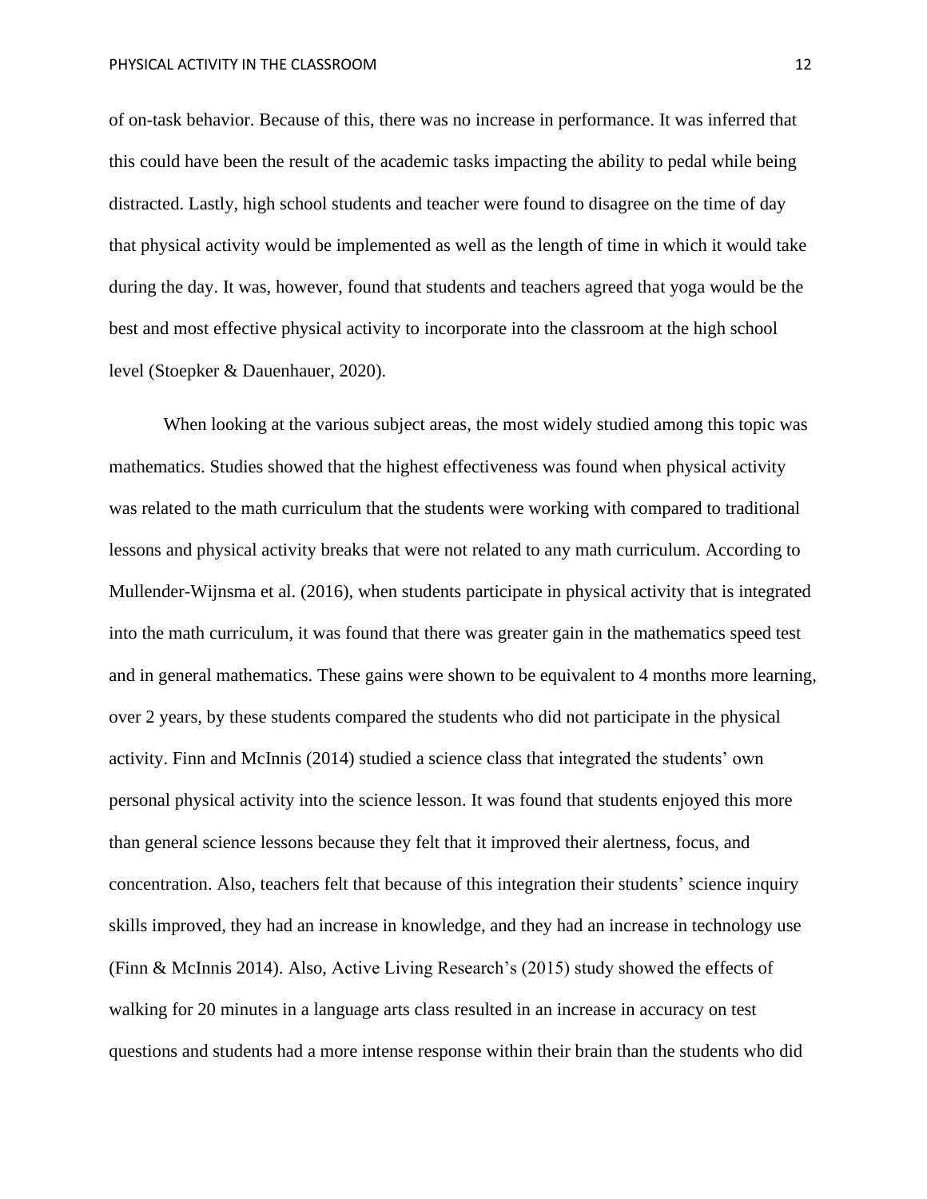of on-task behavior. Because of this, there was no increase in performance. It was inferred that this could have been the result of the academic tasks impacting the ability to pedal while being distracted. Lastly, high school students and teacher were found to disagree on the time of day that physical activity would be implemented as well as the length of time in which it would take during the day. It was, however, found that students and teachers agreed that yoga would be the best and most effective physical activity to incorporate into the classroom at the high school level (Stoepker & Dauenhauer, 2020).

When looking at the various subject areas, the most widely studied among this topic was mathematics. Studies showed that the highest effectiveness was found when physical activity was related to the math curriculum that the students were working with compared to traditional lessons and physical activity breaks that were not related to any math curriculum. According to Mullender-Wijnsma et al. (2016), when students participate in physical activity that is integrated into the math curriculum, it was found that there was greater gain in the mathematics speed test and in general mathematics. These gains were shown to be equivalent to 4 months more learning, over 2 years, by these students compared the students who did not participate in the physical activity. Finn and McInnis (2014) studied a science class that integrated the students' own personal physical activity into the science lesson. It was found that students enjoyed this more than general science lessons because they felt that it improved their alertness, focus, and concentration. Also, teachers felt that because of this integration their students' science inquiry skills improved, they had an increase in knowledge, and they had an increase in technology use (Finn & McInnis 2014). Also, Active Living Research's (2015) study showed the effects of walking for 20 minutes in a language arts class resulted in an increase in accuracy on test questions and students had a more intense response within their brain than the students who did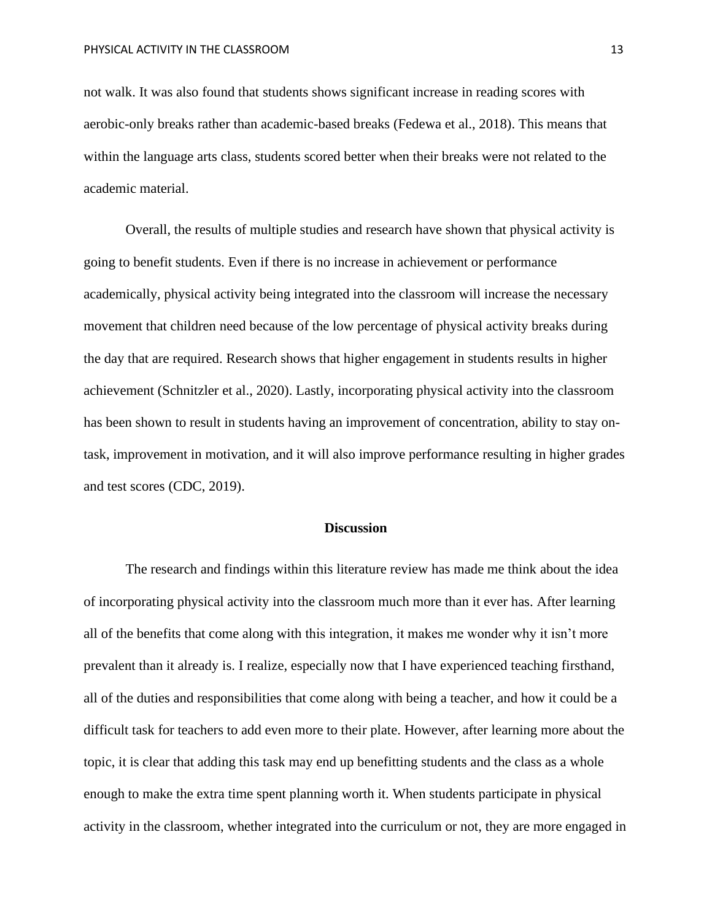not walk. It was also found that students shows significant increase in reading scores with aerobic-only breaks rather than academic-based breaks (Fedewa et al., 2018). This means that within the language arts class, students scored better when their breaks were not related to the academic material.

Overall, the results of multiple studies and research have shown that physical activity is going to benefit students. Even if there is no increase in achievement or performance academically, physical activity being integrated into the classroom will increase the necessary movement that children need because of the low percentage of physical activity breaks during the day that are required. Research shows that higher engagement in students results in higher achievement (Schnitzler et al., 2020). Lastly, incorporating physical activity into the classroom has been shown to result in students having an improvement of concentration, ability to stay on-task, improvement in motivation, and it will also improve performance resulting in higher grades and test scores (CDC, 2019).

## Discussion

The research and findings within this literature review has made me think about the idea of incorporating physical activity into the classroom much more than it ever has. After learning all of the benefits that come along with this integration, it makes me wonder why it isn't more prevalent than it already is. I realize, especially now that I have experienced teaching firsthand, all of the duties and responsibilities that come along with being a teacher, and how it could be a difficult task for teachers to add even more to their plate. However, after learning more about the topic, it is clear that adding this task may end up benefitting students and the class as a whole enough to make the extra time spent planning worth it. When students participate in physical activity in the classroom, whether integrated into the curriculum or not, they are more engaged in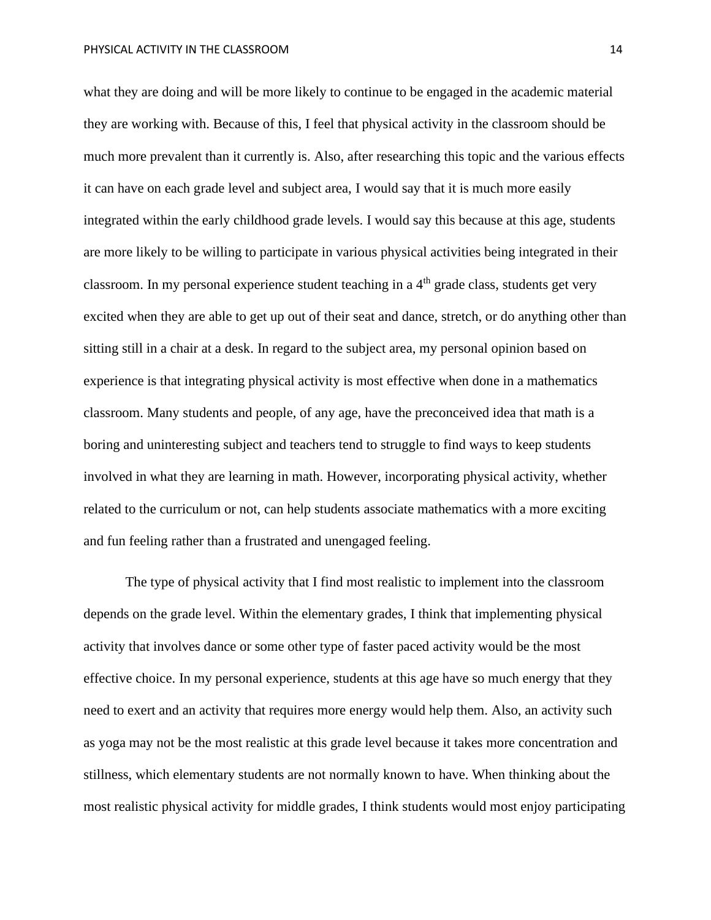what they are doing and will be more likely to continue to be engaged in the academic material they are working with. Because of this, I feel that physical activity in the classroom should be much more prevalent than it currently is. Also, after researching this topic and the various effects it can have on each grade level and subject area, I would say that it is much more easily integrated within the early childhood grade levels. I would say this because at this age, students are more likely to be willing to participate in various physical activities being integrated in their classroom. In my personal experience student teaching in a 4th grade class, students get very excited when they are able to get up out of their seat and dance, stretch, or do anything other than sitting still in a chair at a desk. In regard to the subject area, my personal opinion based on experience is that integrating physical activity is most effective when done in a mathematics classroom. Many students and people, of any age, have the preconceived idea that math is a boring and uninteresting subject and teachers tend to struggle to find ways to keep students involved in what they are learning in math. However, incorporating physical activity, whether related to the curriculum or not, can help students associate mathematics with a more exciting and fun feeling rather than a frustrated and unengaged feeling.

The type of physical activity that I find most realistic to implement into the classroom depends on the grade level. Within the elementary grades, I think that implementing physical activity that involves dance or some other type of faster paced activity would be the most effective choice. In my personal experience, students at this age have so much energy that they need to exert and an activity that requires more energy would help them. Also, an activity such as yoga may not be the most realistic at this grade level because it takes more concentration and stillness, which elementary students are not normally known to have. When thinking about the most realistic physical activity for middle grades, I think students would most enjoy participating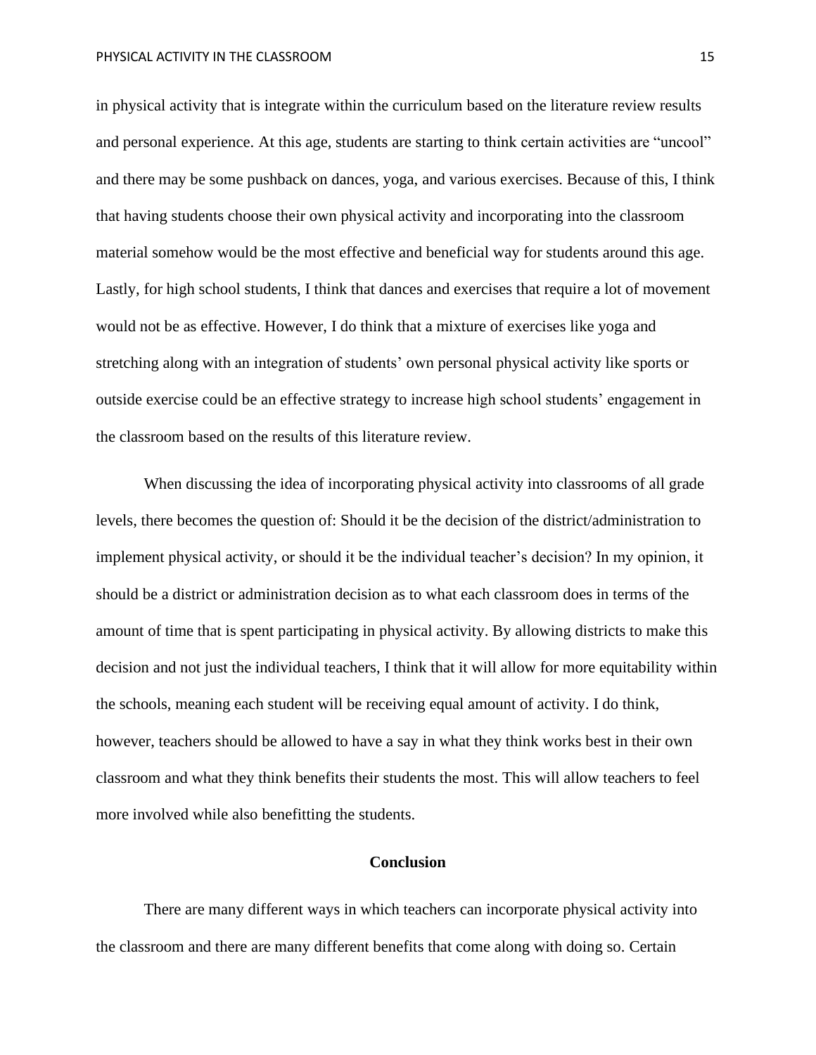in physical activity that is integrate within the curriculum based on the literature review results and personal experience. At this age, students are starting to think certain activities are "uncool" and there may be some pushback on dances, yoga, and various exercises. Because of this, I think that having students choose their own physical activity and incorporating into the classroom material somehow would be the most effective and beneficial way for students around this age. Lastly, for high school students, I think that dances and exercises that require a lot of movement would not be as effective. However, I do think that a mixture of exercises like yoga and stretching along with an integration of students' own personal physical activity like sports or outside exercise could be an effective strategy to increase high school students' engagement in the classroom based on the results of this literature review.

When discussing the idea of incorporating physical activity into classrooms of all grade levels, there becomes the question of: Should it be the decision of the district/administration to implement physical activity, or should it be the individual teacher's decision? In my opinion, it should be a district or administration decision as to what each classroom does in terms of the amount of time that is spent participating in physical activity. By allowing districts to make this decision and not just the individual teachers, I think that it will allow for more equitability within the schools, meaning each student will be receiving equal amount of activity. I do think, however, teachers should be allowed to have a say in what they think works best in their own classroom and what they think benefits their students the most. This will allow teachers to feel more involved while also benefitting the students.

## Conclusion

There are many different ways in which teachers can incorporate physical activity into the classroom and there are many different benefits that come along with doing so. Certain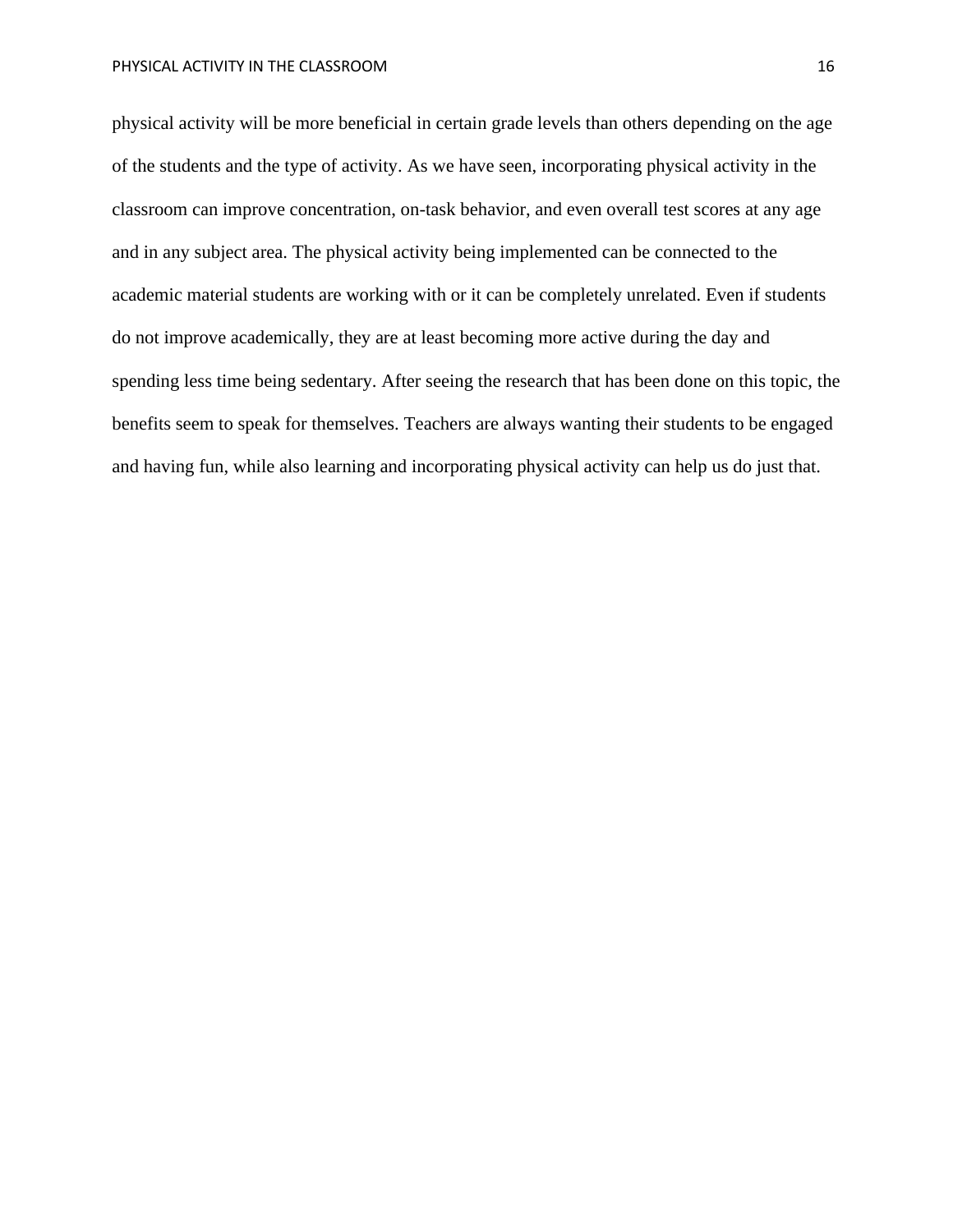physical activity will be more beneficial in certain grade levels than others depending on the age of the students and the type of activity. As we have seen, incorporating physical activity in the classroom can improve concentration, on-task behavior, and even overall test scores at any age and in any subject area. The physical activity being implemented can be connected to the academic material students are working with or it can be completely unrelated. Even if students do not improve academically, they are at least becoming more active during the day and spending less time being sedentary. After seeing the research that has been done on this topic, the benefits seem to speak for themselves. Teachers are always wanting their students to be engaged and having fun, while also learning and incorporating physical activity can help us do just that.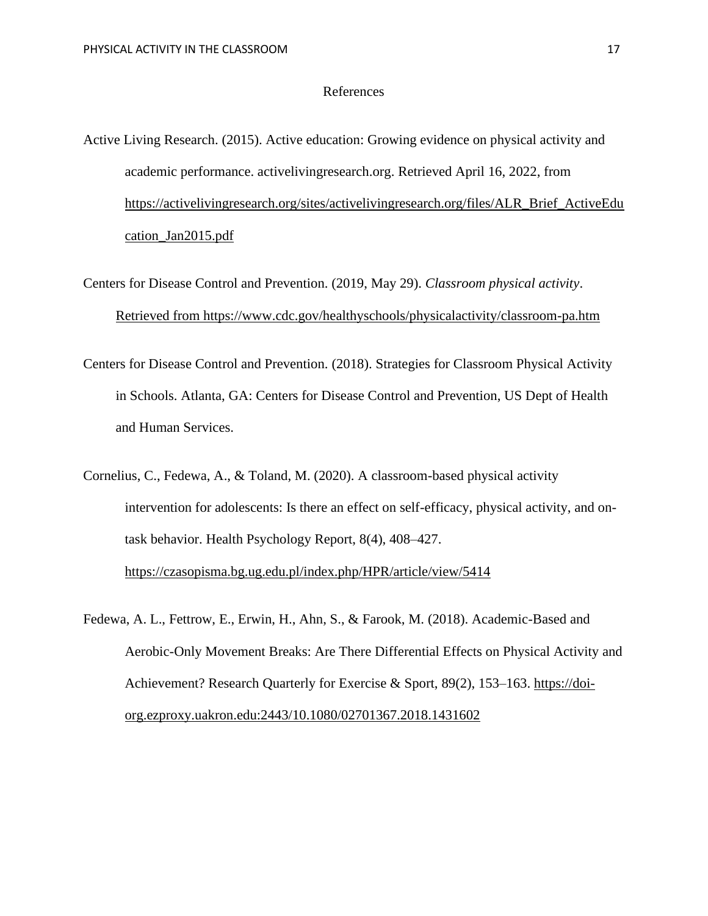# References

Active Living Research. (2015). Active education: Growing evidence on physical activity and academic performance. activelivingresearch.org. Retrieved April 16, 2022, from https://activelivingresearch.org/sites/activelivingresearch.org/files/ALR_Brief_ActiveEducation_Jan2015.pdf

Centers for Disease Control and Prevention. (2019, May 29). *Classroom physical activity*. Retrieved from https://www.cdc.gov/healthyschools/physicalactivity/classroom-pa.htm

Centers for Disease Control and Prevention. (2018). Strategies for Classroom Physical Activity in Schools. Atlanta, GA: Centers for Disease Control and Prevention, US Dept of Health and Human Services.

Cornelius, C., Fedewa, A., & Toland, M. (2020). A classroom-based physical activity intervention for adolescents: Is there an effect on self-efficacy, physical activity, and on-task behavior. Health Psychology Report, 8(4), 408–427. https://czasopisma.bg.ug.edu.pl/index.php/HPR/article/view/5414

Fedewa, A. L., Fettrow, E., Erwin, H., Ahn, S., & Farook, M. (2018). Academic-Based and Aerobic-Only Movement Breaks: Are There Differential Effects on Physical Activity and Achievement? Research Quarterly for Exercise & Sport, 89(2), 153–163. https://doi-org.ezproxy.uakron.edu:2443/10.1080/02701367.2018.1431602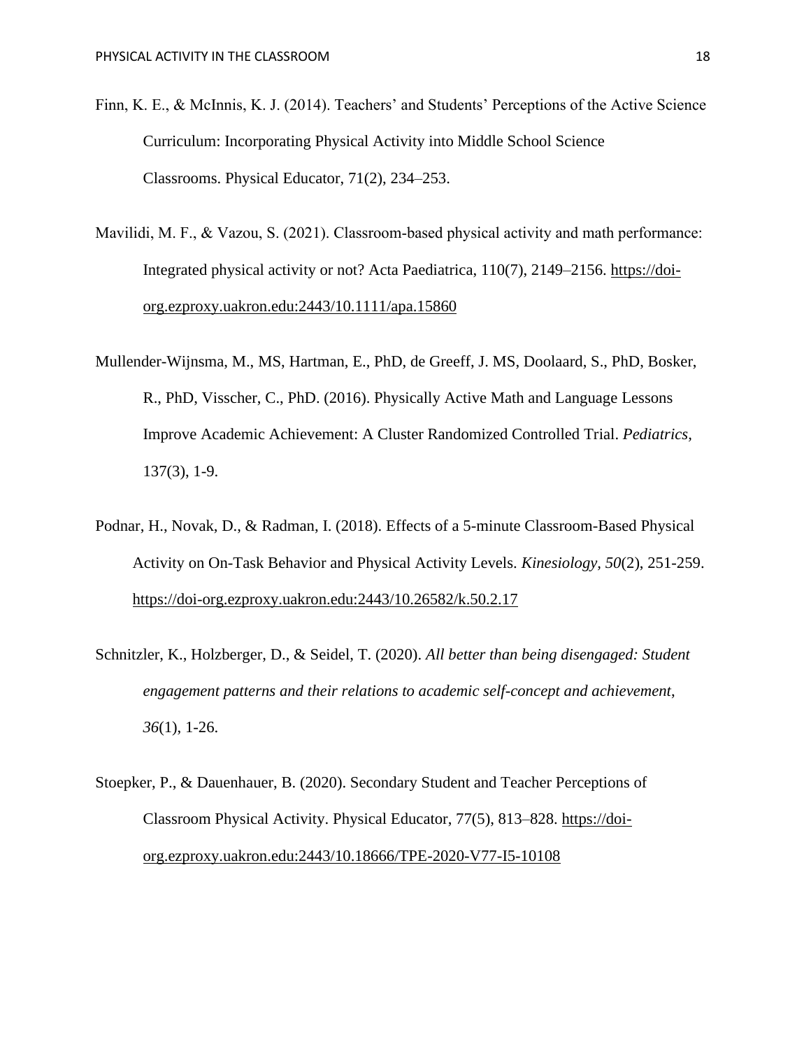Finn, K. E., & McInnis, K. J. (2014). Teachers' and Students' Perceptions of the Active Science Curriculum: Incorporating Physical Activity into Middle School Science Classrooms. Physical Educator, 71(2), 234–253.

Mavilidi, M. F., & Vazou, S. (2021). Classroom-based physical activity and math performance: Integrated physical activity or not? Acta Paediatrica, 110(7), 2149–2156. https://doi-org.ezproxy.uakron.edu:2443/10.1111/apa.15860

Mullender-Wijnsma, M., MS, Hartman, E., PhD, de Greeff, J. MS, Doolaard, S., PhD, Bosker, R., PhD, Visscher, C., PhD. (2016). Physically Active Math and Language Lessons Improve Academic Achievement: A Cluster Randomized Controlled Trial. *Pediatrics*, 137(3), 1-9.

Podnar, H., Novak, D., & Radman, I. (2018). Effects of a 5-minute Classroom-Based Physical Activity on On-Task Behavior and Physical Activity Levels. *Kinesiology, 50*(2), 251-259. https://doi-org.ezproxy.uakron.edu:2443/10.26582/k.50.2.17

Schnitzler, K., Holzberger, D., & Seidel, T. (2020). *All better than being disengaged: Student engagement patterns and their relations to academic self-concept and achievement*, *36*(1), 1-26.

Stoepker, P., & Dauenhauer, B. (2020). Secondary Student and Teacher Perceptions of Classroom Physical Activity. Physical Educator, 77(5), 813–828. https://doi-org.ezproxy.uakron.edu:2443/10.18666/TPE-2020-V77-I5-10108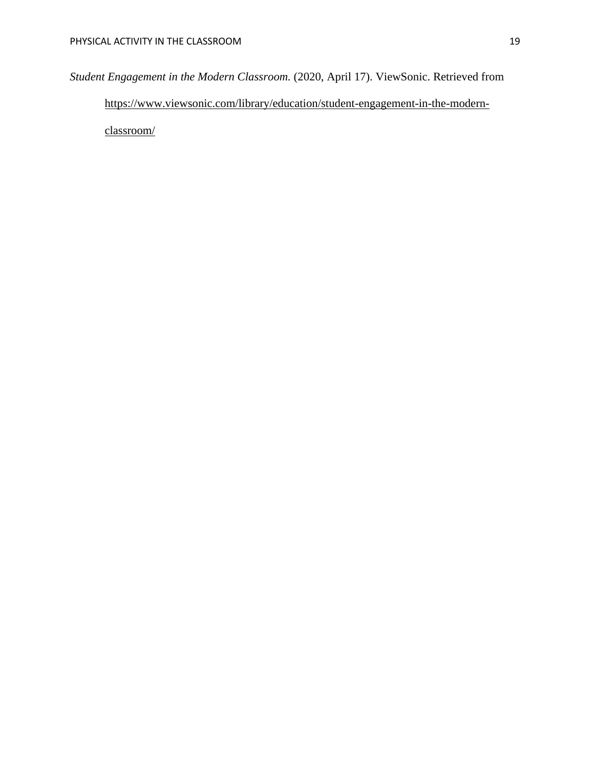*Student Engagement in the Modern Classroom.* (2020, April 17). ViewSonic. Retrieved from https://www.viewsonic.com/library/education/student-engagement-in-the-modern-classroom/